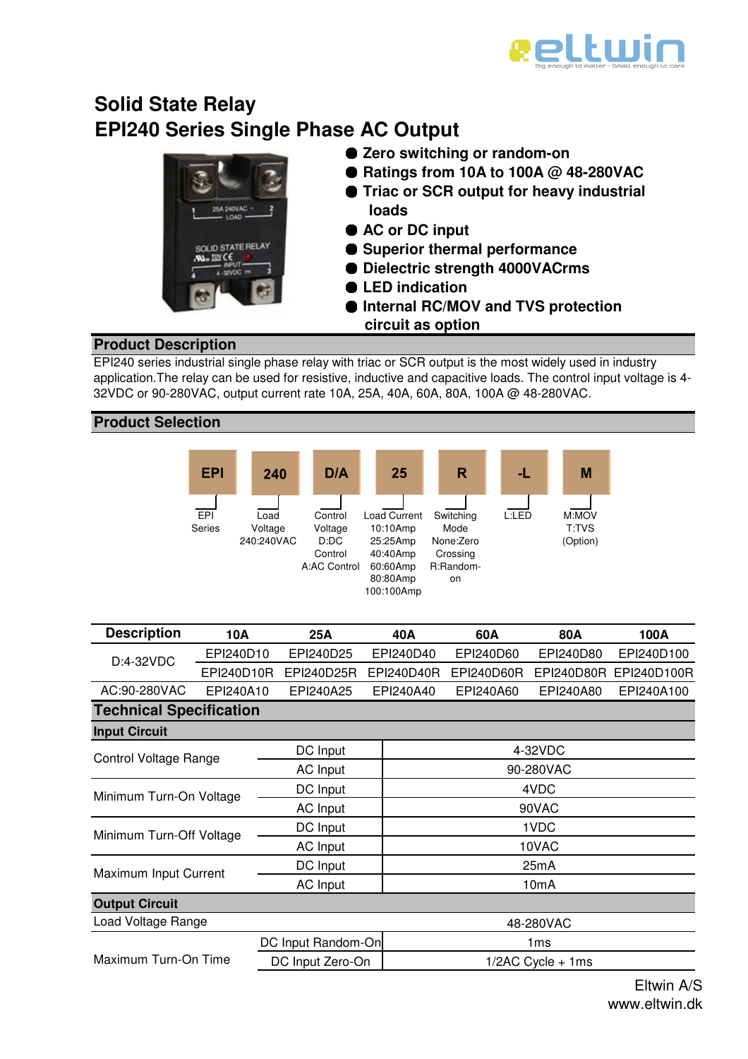# Solid State Relay
# EPI240 Series Single Phase AC Output

- Zero switching or random-on
- Ratings from 10A to 100A @ 48-280VAC
- Triac or SCR output for heavy industrial loads
- AC or DC input
- Superior thermal performance
- Dielectric strength 4000VACrms
- LED indication
- Internal RC/MOV and TVS protection circuit as option

## Product Description

EPI240 series industrial single phase relay with triac or SCR output is the most widely used in industry application.The relay can be used for resistive, inductive and capacitive loads. The control input voltage is 4-32VDC or 90-280VAC, output current rate 10A, 25A, 40A, 60A, 80A, 100A @ 48-280VAC.

## Product Selection

| EPI | 240 | D/A | 25 | R | -L | M |
|---|---|---|---|---|---|---|
| EPI Series | Load Voltage 240:240VAC | Control Voltage D:DC Control A:AC Control | Load Current 10:10Amp 25:25Amp 40:40Amp 60:60Amp 80:80Amp 100:100Amp | Switching Mode None:Zero Crossing R:Random-on | L:LED | M:MOV T:TVS (Option) |

| Description | 10A | 25A | 40A | 60A | 80A | 100A |
|---|---|---|---|---|---|---|
| D:4-32VDC | EPI240D10 | EPI240D25 | EPI240D40 | EPI240D60 | EPI240D80 | EPI240D100 |
| | EPI240D10R | EPI240D25R | EPI240D40R | EPI240D60R | EPI240D80R | EPI240D100R |
| AC:90-280VAC | EPI240A10 | EPI240A25 | EPI240A40 | EPI240A60 | EPI240A80 | EPI240A100 |

## Technical Specification

| | | |
|---|---|---|
| **Input Circuit** | | |
| Control Voltage Range | DC Input | 4-32VDC |
| | AC Input | 90-280VAC |
| Minimum Turn-On Voltage | DC Input | 4VDC |
| | AC Input | 90VAC |
| Minimum Turn-Off Voltage | DC Input | 1VDC |
| | AC Input | 10VAC |
| Maximum Input Current | DC Input | 25mA |
| | AC Input | 10mA |
| **Output Circuit** | | |
| Load Voltage Range | | 48-280VAC |
| Maximum Turn-On Time | DC Input Random-On | 1ms |
| | DC Input Zero-On | 1/2AC Cycle + 1ms |

Eltwin A/S
www.eltwin.dk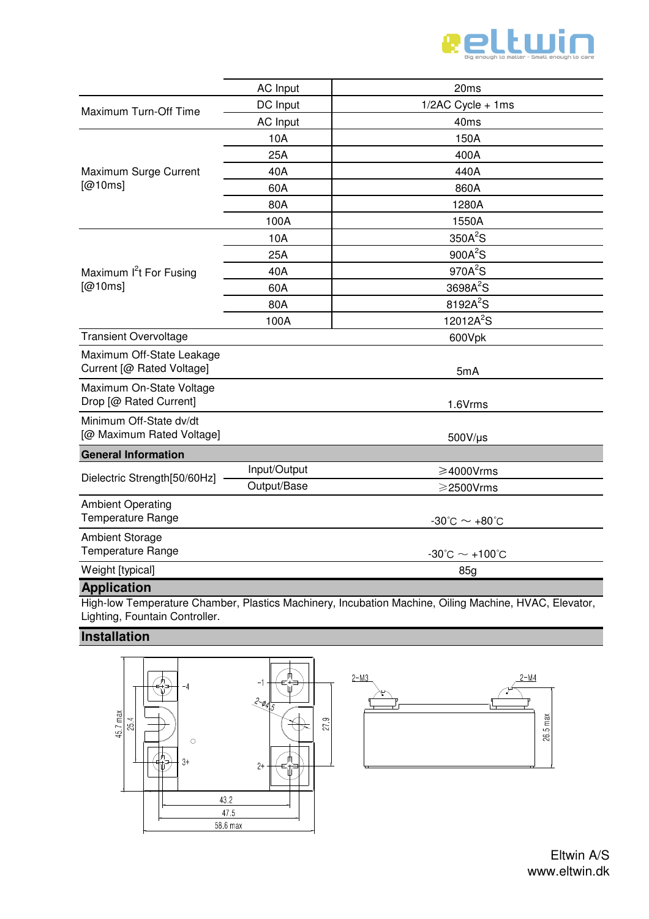| | | |
|---|---|---|
| Maximum Turn-Off Time | AC Input | 20ms |
| | DC Input | 1/2AC Cycle + 1ms |
| | AC Input | 40ms |
| Maximum Surge Current [@10ms] | 10A | 150A |
| | 25A | 400A |
| | 40A | 440A |
| | 60A | 860A |
| | 80A | 1280A |
| | 100A | 1550A |
| Maximum $I^2t$ For Fusing [@10ms] | 10A | $350A^2S$ |
| | 25A | $900A^2S$ |
| | 40A | $970A^2S$ |
| | 60A | $3698A^2S$ |
| | 80A | $8192A^2S$ |
| | 100A | $12012A^2S$ |
| Transient Overvoltage | | 600Vpk |
| Maximum Off-State Leakage Current [@ Rated Voltage] | | 5mA |
| Maximum On-State Voltage Drop [@ Rated Current] | | 1.6Vrms |
| Minimum Off-State dv/dt [@ Maximum Rated Voltage] | | 500V/μs |
| **General Information** | | |
| Dielectric Strength[50/60Hz] | Input/Output | ⩾4000Vrms |
| | Output/Base | ⩾2500Vrms |
| Ambient Operating Temperature Range | | -30°C ～ +80°C |
| Ambient Storage Temperature Range | | -30°C ～ +100°C |
| Weight [typical] | | 85g |

## Application

High-low Temperature Chamber, Plastics Machinery, Incubation Machine, Oiling Machine, HVAC, Elevator, Lighting, Fountain Controller.

## Installation

-4
-1
2-Ø4.5
3+
2+
45.7 max
25.4
27.9
43.2
47.5
58.6 max
2-M3
2-M4
26.5 max

Eltwin A/S
www.eltwin.dk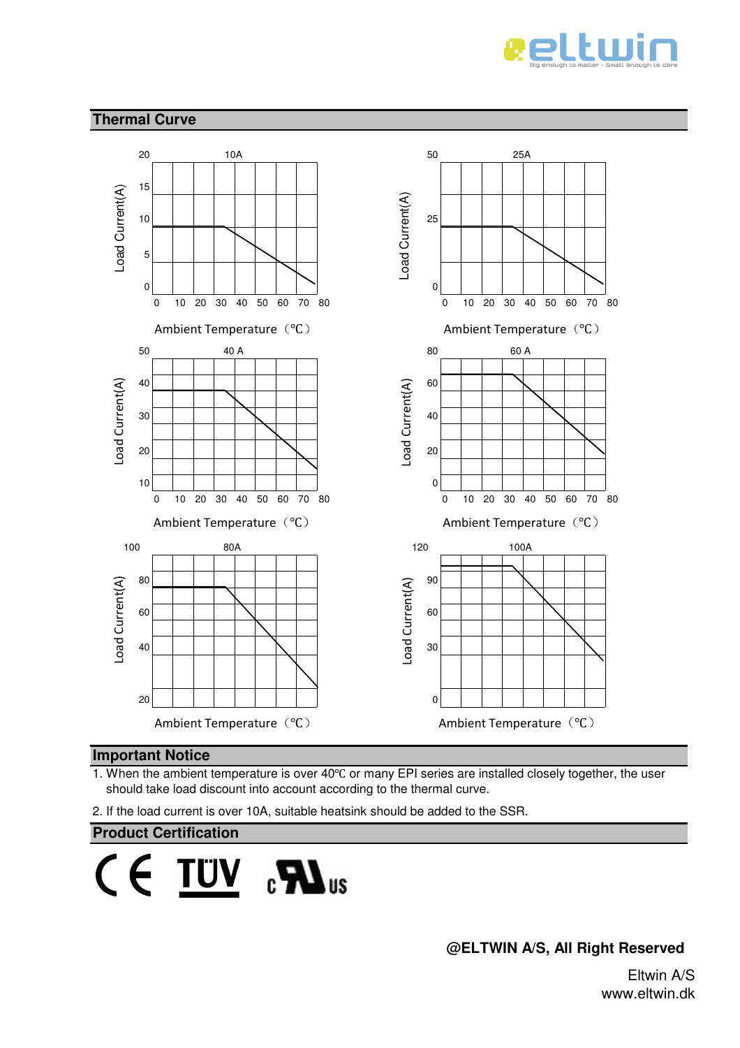## Thermal Curve

10A

Load Current(A)

20
15
10
5
0

0 10 20 30 40 50 60 70 80

Ambient Temperature（℃）

25A

Load Current(A)

50
25
0

0 10 20 30 40 50 60 70 80

Ambient Temperature（℃）

40 A

Load Current(A)

50
40
30
20
10

0 10 20 30 40 50 60 70 80

Ambient Temperature（℃）

60 A

Load Current(A)

80
60
40
20
0

0 10 20 30 40 50 60 70 80

Ambient Temperature（℃）

80A

Load Current(A)

100
80
60
40
20

Ambient Temperature（℃）

100A

Load Current(A)

120
90
60
30
0

Ambient Temperature（℃）

## Important Notice

1. When the ambient temperature is over 40℃ or many EPI series are installed closely together, the user should take load discount into account according to the thermal curve.

2. If the load current is over 10A, suitable heatsink should be added to the SSR.

## Product Certification

CE TÜV c UL us

**@ELTWIN A/S, All Right Reserved**

Eltwin A/S
www.eltwin.dk